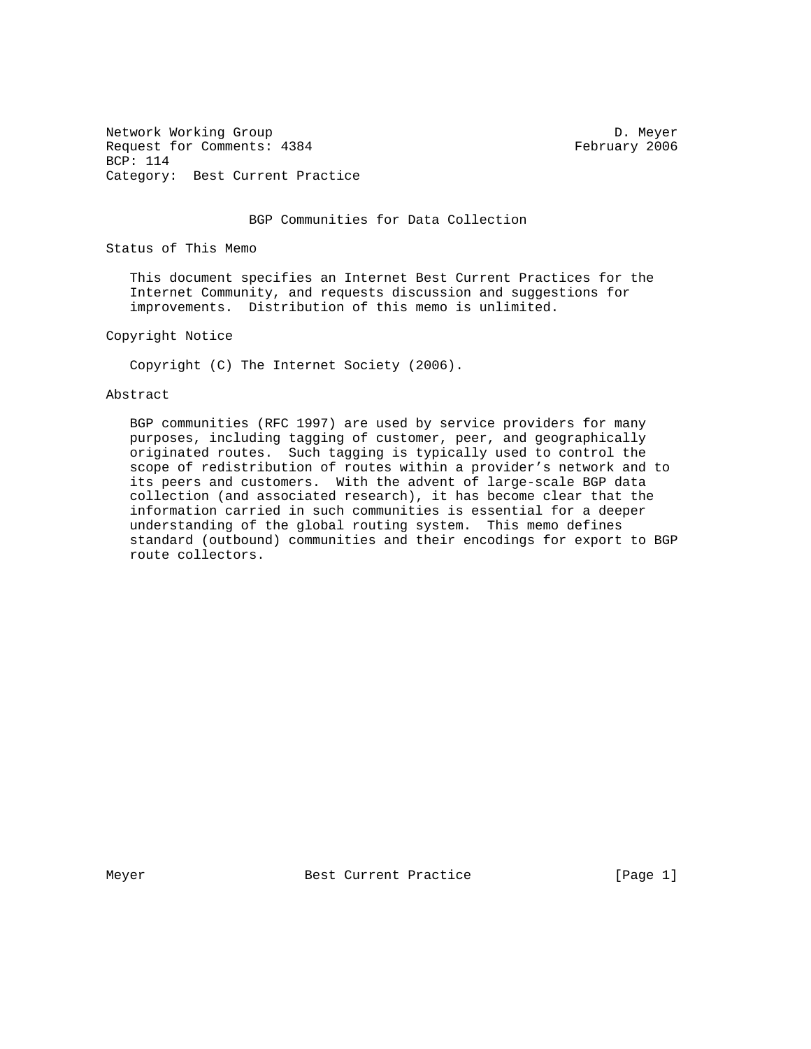Network Working Group D. Meyer
Request for Comments: 4384 February 2006
BCP: 114
Category: Best Current Practice

# BGP Communities for Data Collection

## Status of This Memo

This document specifies an Internet Best Current Practices for the Internet Community, and requests discussion and suggestions for improvements. Distribution of this memo is unlimited.

## Copyright Notice

Copyright (C) The Internet Society (2006).

## Abstract

BGP communities (RFC 1997) are used by service providers for many purposes, including tagging of customer, peer, and geographically originated routes. Such tagging is typically used to control the scope of redistribution of routes within a provider's network and to its peers and customers. With the advent of large-scale BGP data collection (and associated research), it has become clear that the information carried in such communities is essential for a deeper understanding of the global routing system. This memo defines standard (outbound) communities and their encodings for export to BGP route collectors.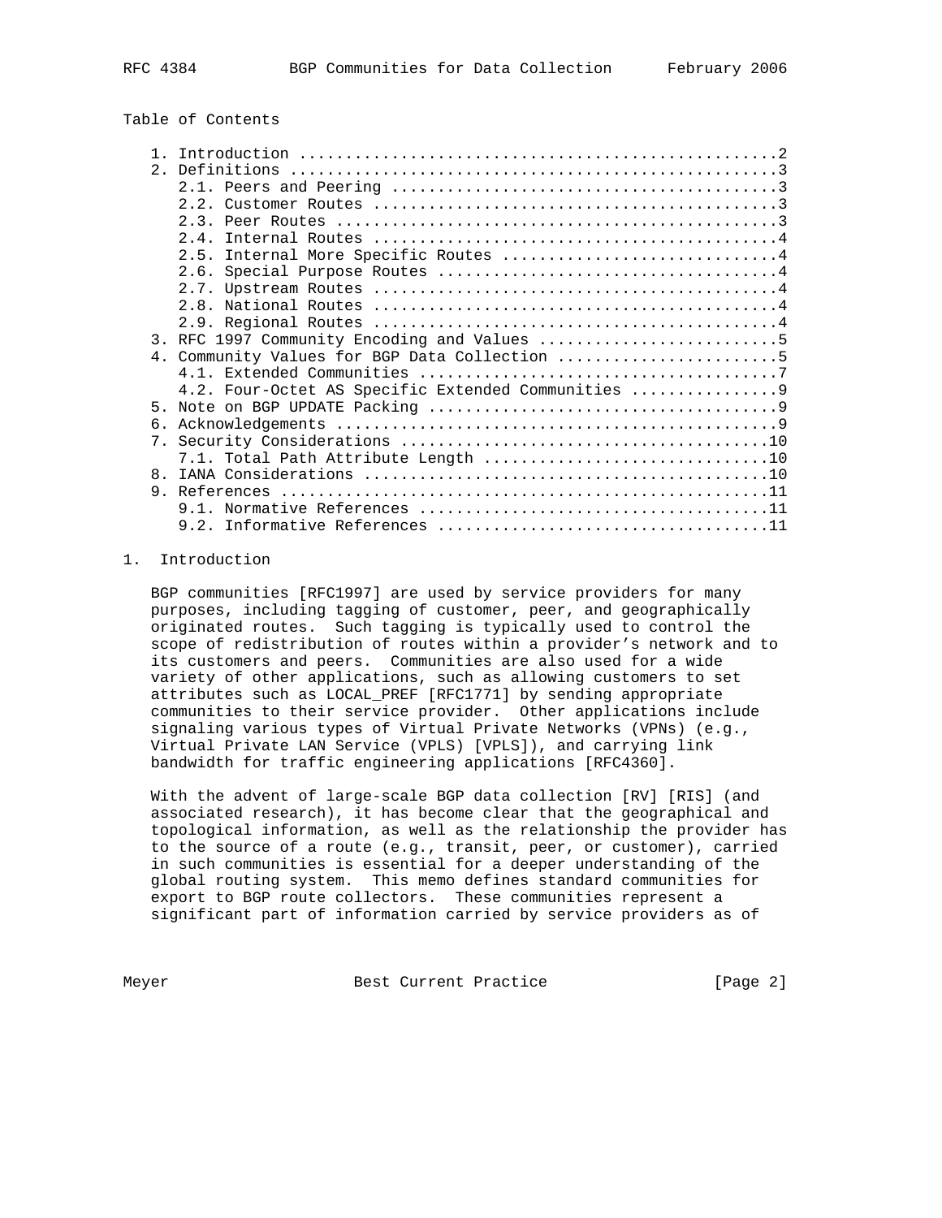Table of Contents

```
   1. Introduction ....................................................2
   2. Definitions .....................................................3
      2.1. Peers and Peering ..........................................3
      2.2. Customer Routes ............................................3
      2.3. Peer Routes ................................................3
      2.4. Internal Routes ............................................4
      2.5. Internal More Specific Routes ..............................4
      2.6. Special Purpose Routes .....................................4
      2.7. Upstream Routes ............................................4
      2.8. National Routes ............................................4
      2.9. Regional Routes ............................................4
   3. RFC 1997 Community Encoding and Values ..........................5
   4. Community Values for BGP Data Collection ........................5
      4.1. Extended Communities .......................................7
      4.2. Four-Octet AS Specific Extended Communities ................9
   5. Note on BGP UPDATE Packing ......................................9
   6. Acknowledgements ................................................9
   7. Security Considerations ........................................10
      7.1. Total Path Attribute Length ...............................10
   8. IANA Considerations ............................................10
   9. References .....................................................11
      9.1. Normative References ......................................11
      9.2. Informative References ....................................11
```

## 1. Introduction

BGP communities [RFC1997] are used by service providers for many purposes, including tagging of customer, peer, and geographically originated routes. Such tagging is typically used to control the scope of redistribution of routes within a provider's network and to its customers and peers. Communities are also used for a wide variety of other applications, such as allowing customers to set attributes such as LOCAL_PREF [RFC1771] by sending appropriate communities to their service provider. Other applications include signaling various types of Virtual Private Networks (VPNs) (e.g., Virtual Private LAN Service (VPLS) [VPLS]), and carrying link bandwidth for traffic engineering applications [RFC4360].

With the advent of large-scale BGP data collection [RV] [RIS] (and associated research), it has become clear that the geographical and topological information, as well as the relationship the provider has to the source of a route (e.g., transit, peer, or customer), carried in such communities is essential for a deeper understanding of the global routing system. This memo defines standard communities for export to BGP route collectors. These communities represent a significant part of information carried by service providers as of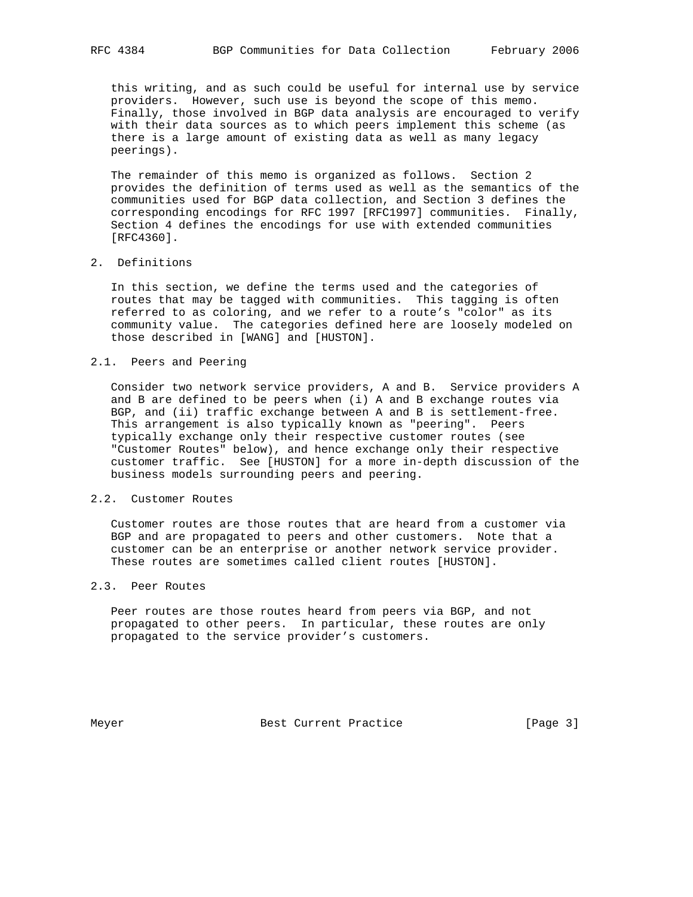this writing, and as such could be useful for internal use by service providers. However, such use is beyond the scope of this memo. Finally, those involved in BGP data analysis are encouraged to verify with their data sources as to which peers implement this scheme (as there is a large amount of existing data as well as many legacy peerings).

The remainder of this memo is organized as follows. Section 2 provides the definition of terms used as well as the semantics of the communities used for BGP data collection, and Section 3 defines the corresponding encodings for RFC 1997 [RFC1997] communities. Finally, Section 4 defines the encodings for use with extended communities [RFC4360].

## 2. Definitions

In this section, we define the terms used and the categories of routes that may be tagged with communities. This tagging is often referred to as coloring, and we refer to a route's "color" as its community value. The categories defined here are loosely modeled on those described in [WANG] and [HUSTON].

### 2.1. Peers and Peering

Consider two network service providers, A and B. Service providers A and B are defined to be peers when (i) A and B exchange routes via BGP, and (ii) traffic exchange between A and B is settlement-free. This arrangement is also typically known as "peering". Peers typically exchange only their respective customer routes (see "Customer Routes" below), and hence exchange only their respective customer traffic. See [HUSTON] for a more in-depth discussion of the business models surrounding peers and peering.

### 2.2. Customer Routes

Customer routes are those routes that are heard from a customer via BGP and are propagated to peers and other customers. Note that a customer can be an enterprise or another network service provider. These routes are sometimes called client routes [HUSTON].

### 2.3. Peer Routes

Peer routes are those routes heard from peers via BGP, and not propagated to other peers. In particular, these routes are only propagated to the service provider's customers.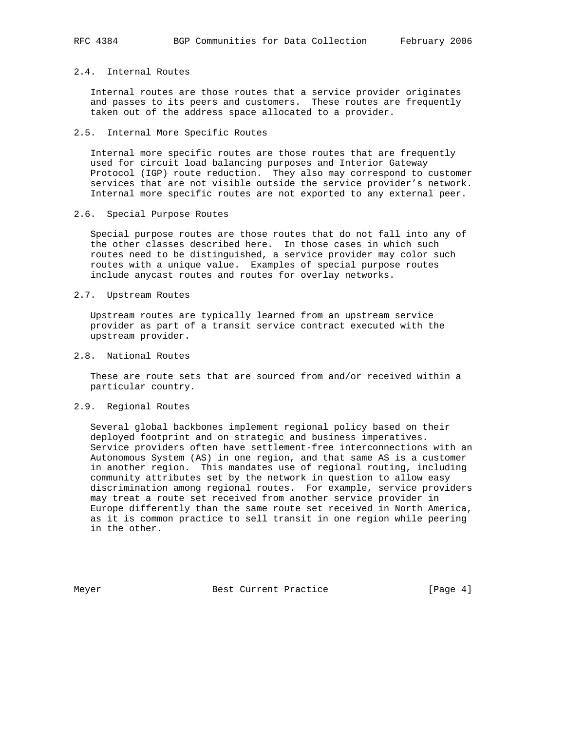### 2.4. Internal Routes

Internal routes are those routes that a service provider originates and passes to its peers and customers. These routes are frequently taken out of the address space allocated to a provider.

### 2.5. Internal More Specific Routes

Internal more specific routes are those routes that are frequently used for circuit load balancing purposes and Interior Gateway Protocol (IGP) route reduction. They also may correspond to customer services that are not visible outside the service provider's network. Internal more specific routes are not exported to any external peer.

### 2.6. Special Purpose Routes

Special purpose routes are those routes that do not fall into any of the other classes described here. In those cases in which such routes need to be distinguished, a service provider may color such routes with a unique value. Examples of special purpose routes include anycast routes and routes for overlay networks.

### 2.7. Upstream Routes

Upstream routes are typically learned from an upstream service provider as part of a transit service contract executed with the upstream provider.

### 2.8. National Routes

These are route sets that are sourced from and/or received within a particular country.

### 2.9. Regional Routes

Several global backbones implement regional policy based on their deployed footprint and on strategic and business imperatives. Service providers often have settlement-free interconnections with an Autonomous System (AS) in one region, and that same AS is a customer in another region. This mandates use of regional routing, including community attributes set by the network in question to allow easy discrimination among regional routes. For example, service providers may treat a route set received from another service provider in Europe differently than the same route set received in North America, as it is common practice to sell transit in one region while peering in the other.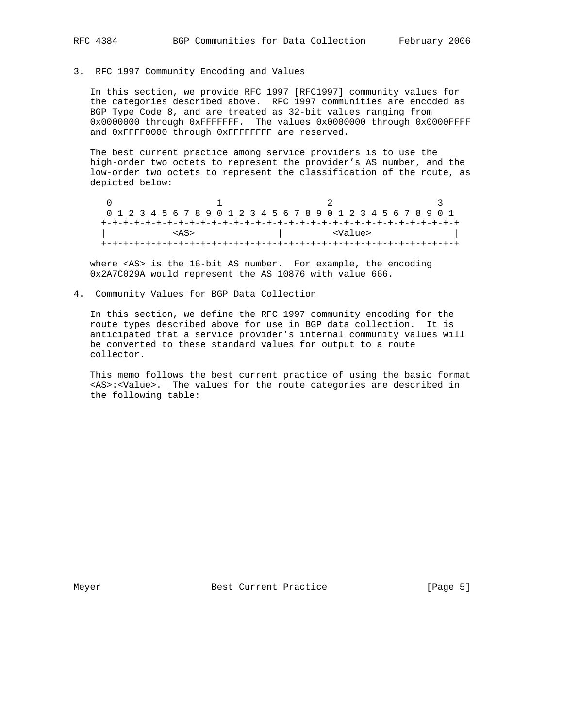## 3. RFC 1997 Community Encoding and Values

In this section, we provide RFC 1997 [RFC1997] community values for the categories described above. RFC 1997 communities are encoded as BGP Type Code 8, and are treated as 32-bit values ranging from 0x0000000 through 0xFFFFFFF. The values 0x0000000 through 0x0000FFFF and 0xFFFF0000 through 0xFFFFFFFF are reserved.

The best current practice among service providers is to use the high-order two octets to represent the provider's AS number, and the low-order two octets to represent the classification of the route, as depicted below:

```
 0                   1                   2                   3
 0 1 2 3 4 5 6 7 8 9 0 1 2 3 4 5 6 7 8 9 0 1 2 3 4 5 6 7 8 9 0 1
+-+-+-+-+-+-+-+-+-+-+-+-+-+-+-+-+-+-+-+-+-+-+-+-+-+-+-+-+-+-+-+-+
|             <AS>              |         <Value>               |
+-+-+-+-+-+-+-+-+-+-+-+-+-+-+-+-+-+-+-+-+-+-+-+-+-+-+-+-+-+-+-+-+
```

where <AS> is the 16-bit AS number. For example, the encoding 0x2A7C029A would represent the AS 10876 with value 666.

## 4. Community Values for BGP Data Collection

In this section, we define the RFC 1997 community encoding for the route types described above for use in BGP data collection. It is anticipated that a service provider's internal community values will be converted to these standard values for output to a route collector.

This memo follows the best current practice of using the basic format <AS>:<Value>. The values for the route categories are described in the following table: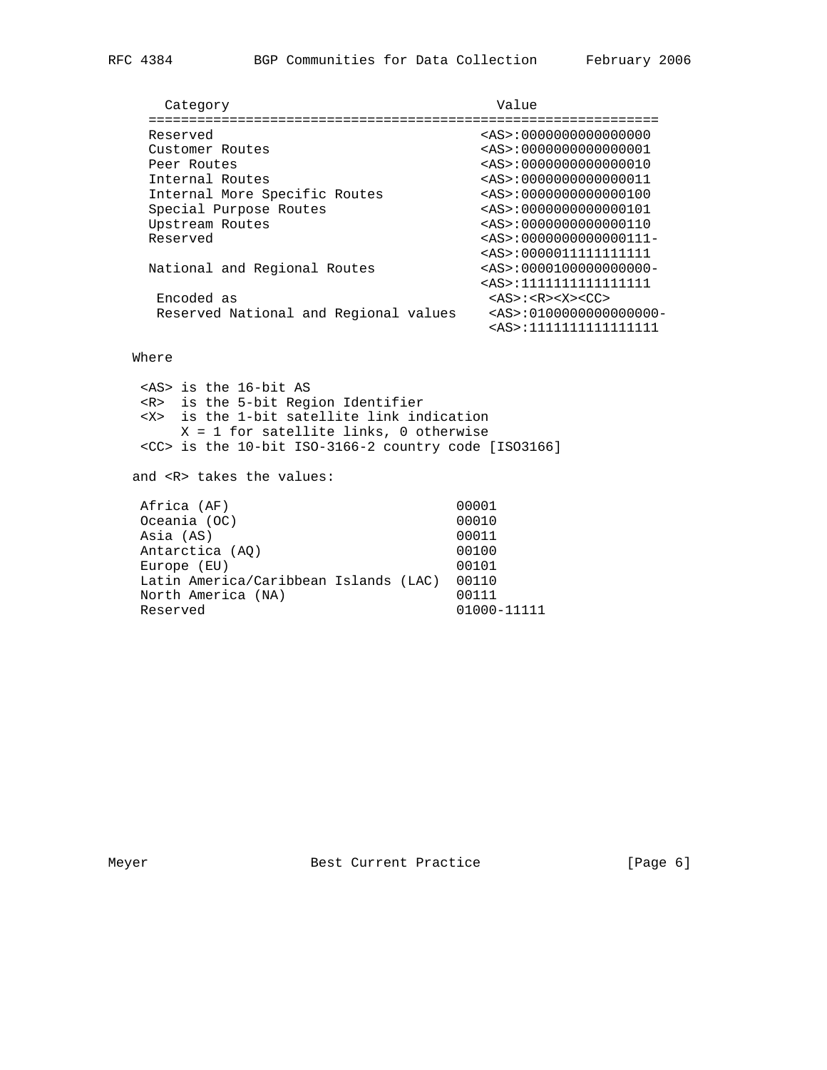| Category | Value |
| --- | --- |
| Reserved | <AS>:0000000000000000 |
| Customer Routes | <AS>:0000000000000001 |
| Peer Routes | <AS>:0000000000000010 |
| Internal Routes | <AS>:0000000000000011 |
| Internal More Specific Routes | <AS>:0000000000000100 |
| Special Purpose Routes | <AS>:0000000000000101 |
| Upstream Routes | <AS>:0000000000000110 |
| Reserved | <AS>:0000000000000111- <AS>:0000011111111111 |
| National and Regional Routes | <AS>:0000100000000000- <AS>:1111111111111111 |
| Encoded as | <AS>:<R><X><CC> |
| Reserved National and Regional values | <AS>:0100000000000000- <AS>:1111111111111111 |

Where

- <AS> is the 16-bit AS
- <R> is the 5-bit Region Identifier
- <X> is the 1-bit satellite link indication
  X = 1 for satellite links, 0 otherwise
- <CC> is the 10-bit ISO-3166-2 country code [ISO3166]

and <R> takes the values:

| Region | Value |
| --- | --- |
| Africa (AF) | 00001 |
| Oceania (OC) | 00010 |
| Asia (AS) | 00011 |
| Antarctica (AQ) | 00100 |
| Europe (EU) | 00101 |
| Latin America/Caribbean Islands (LAC) | 00110 |
| North America (NA) | 00111 |
| Reserved | 01000-11111 |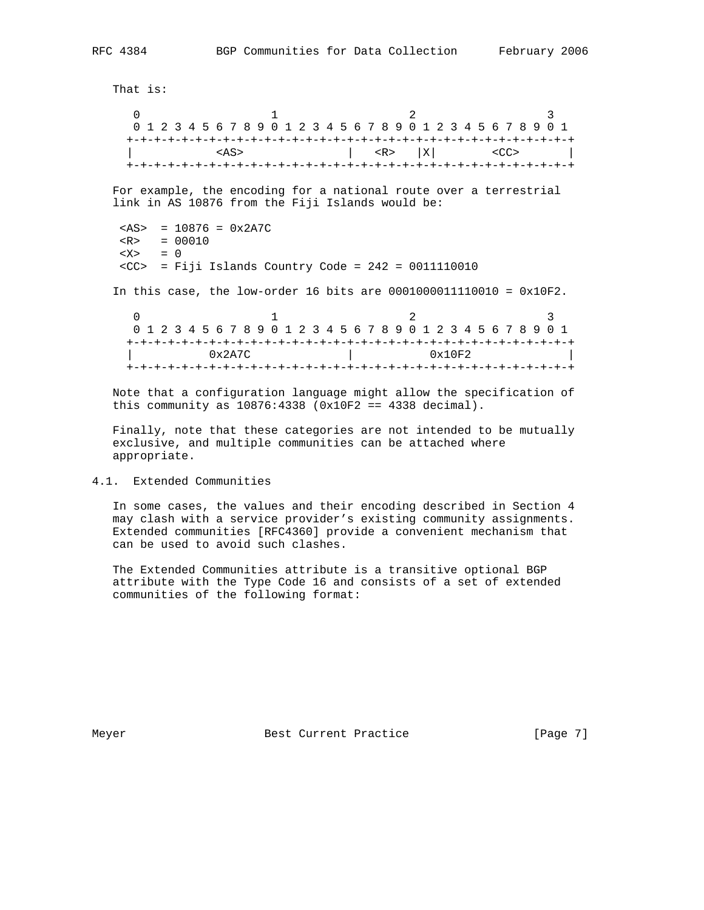That is:

```
    0                   1                   2                   3
    0 1 2 3 4 5 6 7 8 9 0 1 2 3 4 5 6 7 8 9 0 1 2 3 4 5 6 7 8 9 0 1
   +-+-+-+-+-+-+-+-+-+-+-+-+-+-+-+-+-+-+-+-+-+-+-+-+-+-+-+-+-+-+-+-+
   |           <AS>                |   <R>   |X|       <CC>        |
   +-+-+-+-+-+-+-+-+-+-+-+-+-+-+-+-+-+-+-+-+-+-+-+-+-+-+-+-+-+-+-+-+
```

For example, the encoding for a national route over a terrestrial link in AS 10876 from the Fiji Islands would be:

```
 <AS>  = 10876 = 0x2A7C
 <R>   = 00010
 <X>   = 0
 <CC>  = Fiji Islands Country Code = 242 = 0011110010
```

In this case, the low-order 16 bits are 0001000011110010 = 0x10F2.

```
    0                   1                   2                   3
    0 1 2 3 4 5 6 7 8 9 0 1 2 3 4 5 6 7 8 9 0 1 2 3 4 5 6 7 8 9 0 1
   +-+-+-+-+-+-+-+-+-+-+-+-+-+-+-+-+-+-+-+-+-+-+-+-+-+-+-+-+-+-+-+-+
   |          0x2A7C               |          0x10F2               |
   +-+-+-+-+-+-+-+-+-+-+-+-+-+-+-+-+-+-+-+-+-+-+-+-+-+-+-+-+-+-+-+-+
```

Note that a configuration language might allow the specification of this community as 10876:4338 (0x10F2 == 4338 decimal).

Finally, note that these categories are not intended to be mutually exclusive, and multiple communities can be attached where appropriate.

## 4.1. Extended Communities

In some cases, the values and their encoding described in Section 4 may clash with a service provider's existing community assignments. Extended communities [RFC4360] provide a convenient mechanism that can be used to avoid such clashes.

The Extended Communities attribute is a transitive optional BGP attribute with the Type Code 16 and consists of a set of extended communities of the following format: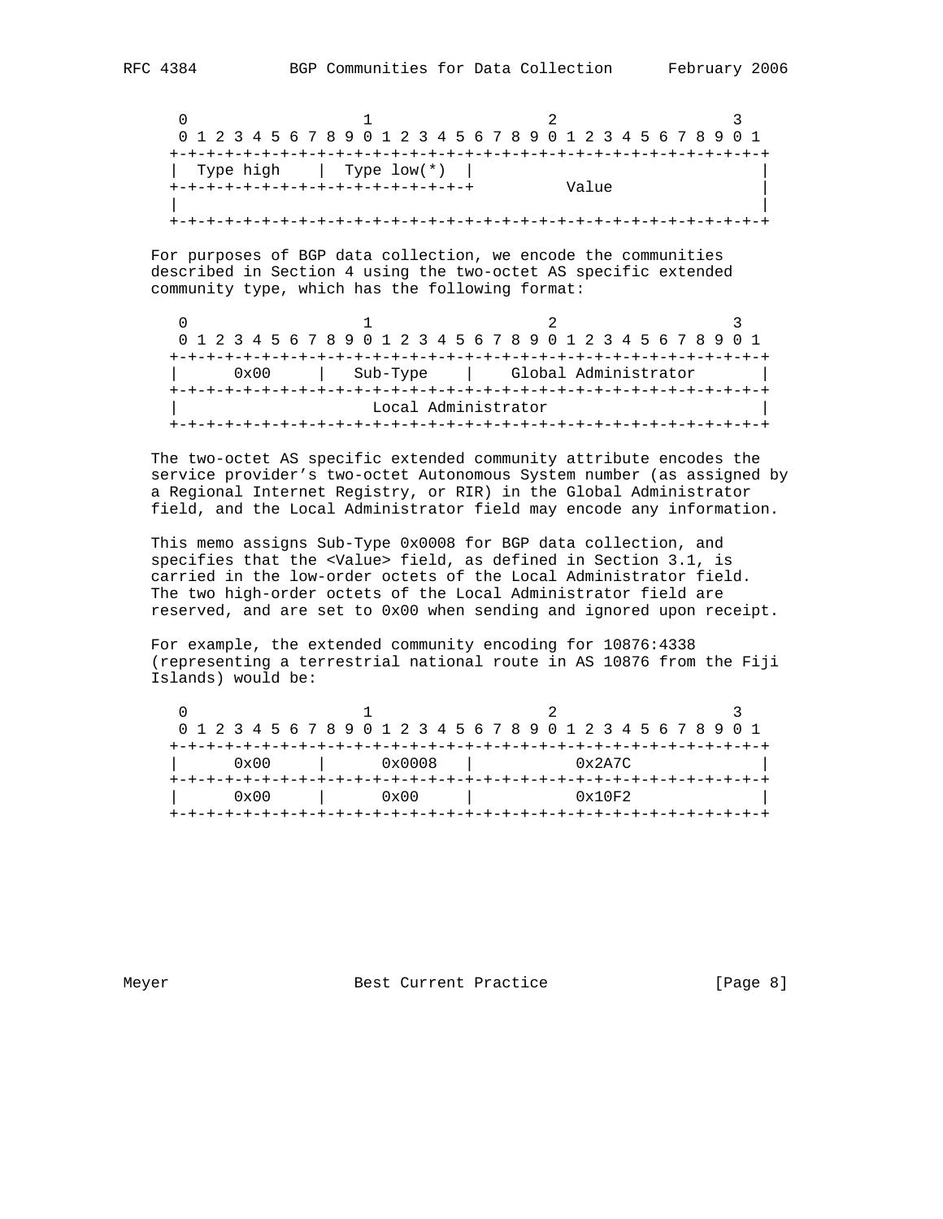```
    0                   1                   2                   3
    0 1 2 3 4 5 6 7 8 9 0 1 2 3 4 5 6 7 8 9 0 1 2 3 4 5 6 7 8 9 0 1
   +-+-+-+-+-+-+-+-+-+-+-+-+-+-+-+-+-+-+-+-+-+-+-+-+-+-+-+-+-+-+-+-+
   |  Type high    |  Type low(*)  |                               |
   +-+-+-+-+-+-+-+-+-+-+-+-+-+-+-+-+          Value                |
   |                                                               |
   +-+-+-+-+-+-+-+-+-+-+-+-+-+-+-+-+-+-+-+-+-+-+-+-+-+-+-+-+-+-+-+-+
```

For purposes of BGP data collection, we encode the communities described in Section 4 using the two-octet AS specific extended community type, which has the following format:

```
    0                   1                   2                   3
    0 1 2 3 4 5 6 7 8 9 0 1 2 3 4 5 6 7 8 9 0 1 2 3 4 5 6 7 8 9 0 1
   +-+-+-+-+-+-+-+-+-+-+-+-+-+-+-+-+-+-+-+-+-+-+-+-+-+-+-+-+-+-+-+-+
   |      0x00     |   Sub-Type    |    Global Administrator       |
   +-+-+-+-+-+-+-+-+-+-+-+-+-+-+-+-+-+-+-+-+-+-+-+-+-+-+-+-+-+-+-+-+
   |                     Local Administrator                       |
   +-+-+-+-+-+-+-+-+-+-+-+-+-+-+-+-+-+-+-+-+-+-+-+-+-+-+-+-+-+-+-+-+
```

The two-octet AS specific extended community attribute encodes the service provider's two-octet Autonomous System number (as assigned by a Regional Internet Registry, or RIR) in the Global Administrator field, and the Local Administrator field may encode any information.

This memo assigns Sub-Type 0x0008 for BGP data collection, and specifies that the <Value> field, as defined in Section 3.1, is carried in the low-order octets of the Local Administrator field. The two high-order octets of the Local Administrator field are reserved, and are set to 0x00 when sending and ignored upon receipt.

For example, the extended community encoding for 10876:4338 (representing a terrestrial national route in AS 10876 from the Fiji Islands) would be:

```
    0                   1                   2                   3
    0 1 2 3 4 5 6 7 8 9 0 1 2 3 4 5 6 7 8 9 0 1 2 3 4 5 6 7 8 9 0 1
   +-+-+-+-+-+-+-+-+-+-+-+-+-+-+-+-+-+-+-+-+-+-+-+-+-+-+-+-+-+-+-+-+
   |      0x00     |     0x0008    |            0x2A7C             |
   +-+-+-+-+-+-+-+-+-+-+-+-+-+-+-+-+-+-+-+-+-+-+-+-+-+-+-+-+-+-+-+-+
   |      0x00     |     0x00      |            0x10F2             |
   +-+-+-+-+-+-+-+-+-+-+-+-+-+-+-+-+-+-+-+-+-+-+-+-+-+-+-+-+-+-+-+-+
```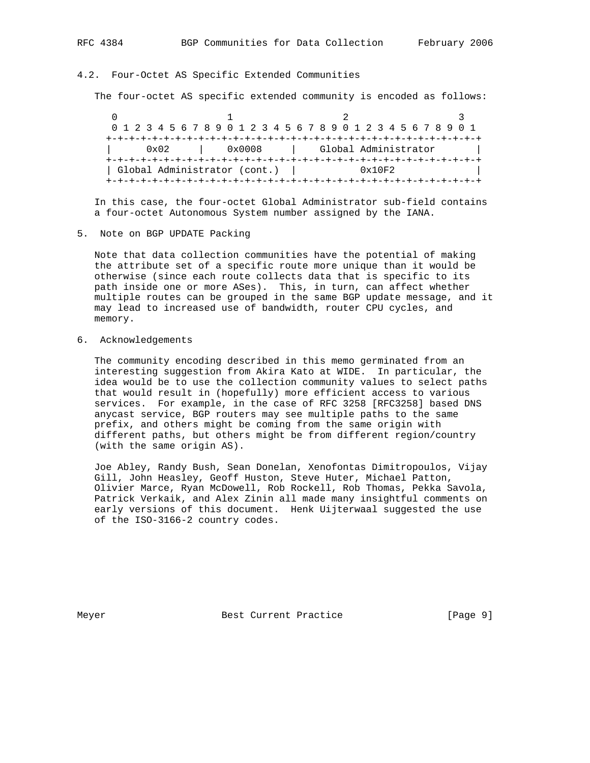### 4.2. Four-Octet AS Specific Extended Communities

The four-octet AS specific extended community is encoded as follows:

```
 0                   1                   2                   3
 0 1 2 3 4 5 6 7 8 9 0 1 2 3 4 5 6 7 8 9 0 1 2 3 4 5 6 7 8 9 0 1
+-+-+-+-+-+-+-+-+-+-+-+-+-+-+-+-+-+-+-+-+-+-+-+-+-+-+-+-+-+-+-+-+
|      0x02     |    0x0008     |    Global Administrator       |
+-+-+-+-+-+-+-+-+-+-+-+-+-+-+-+-+-+-+-+-+-+-+-+-+-+-+-+-+-+-+-+-+
| Global Administrator (cont.)  |          0x10F2               |
+-+-+-+-+-+-+-+-+-+-+-+-+-+-+-+-+-+-+-+-+-+-+-+-+-+-+-+-+-+-+-+-+
```

In this case, the four-octet Global Administrator sub-field contains a four-octet Autonomous System number assigned by the IANA.

## 5. Note on BGP UPDATE Packing

Note that data collection communities have the potential of making the attribute set of a specific route more unique than it would be otherwise (since each route collects data that is specific to its path inside one or more ASes). This, in turn, can affect whether multiple routes can be grouped in the same BGP update message, and it may lead to increased use of bandwidth, router CPU cycles, and memory.

## 6. Acknowledgements

The community encoding described in this memo germinated from an interesting suggestion from Akira Kato at WIDE. In particular, the idea would be to use the collection community values to select paths that would result in (hopefully) more efficient access to various services. For example, in the case of RFC 3258 [RFC3258] based DNS anycast service, BGP routers may see multiple paths to the same prefix, and others might be coming from the same origin with different paths, but others might be from different region/country (with the same origin AS).

Joe Abley, Randy Bush, Sean Donelan, Xenofontas Dimitropoulos, Vijay Gill, John Heasley, Geoff Huston, Steve Huter, Michael Patton, Olivier Marce, Ryan McDowell, Rob Rockell, Rob Thomas, Pekka Savola, Patrick Verkaik, and Alex Zinin all made many insightful comments on early versions of this document. Henk Uijterwaal suggested the use of the ISO-3166-2 country codes.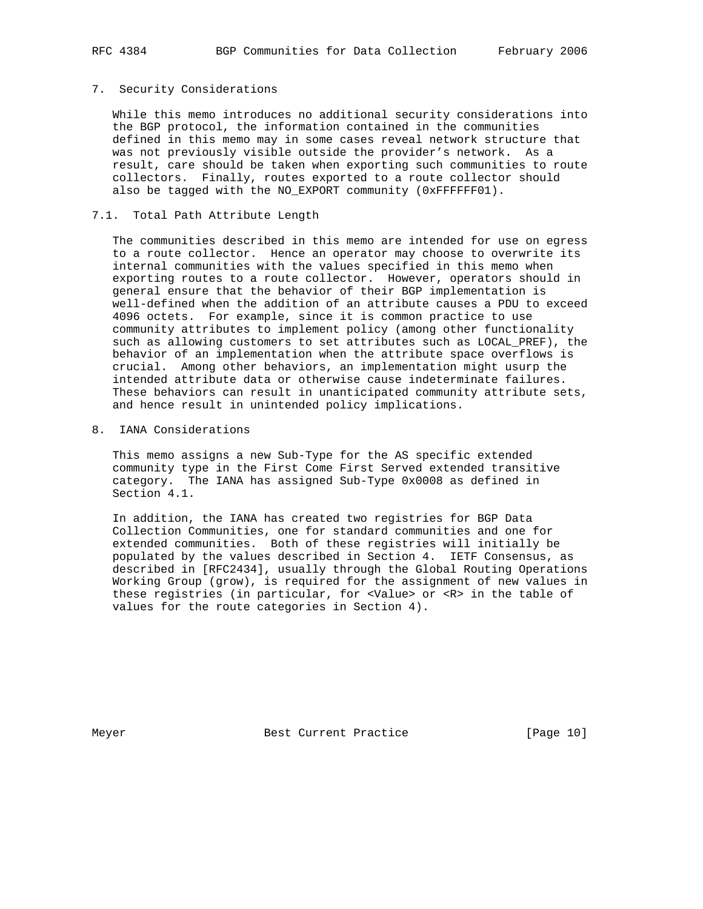## 7. Security Considerations

While this memo introduces no additional security considerations into the BGP protocol, the information contained in the communities defined in this memo may in some cases reveal network structure that was not previously visible outside the provider's network. As a result, care should be taken when exporting such communities to route collectors. Finally, routes exported to a route collector should also be tagged with the NO_EXPORT community (0xFFFFFF01).

### 7.1. Total Path Attribute Length

The communities described in this memo are intended for use on egress to a route collector. Hence an operator may choose to overwrite its internal communities with the values specified in this memo when exporting routes to a route collector. However, operators should in general ensure that the behavior of their BGP implementation is well-defined when the addition of an attribute causes a PDU to exceed 4096 octets. For example, since it is common practice to use community attributes to implement policy (among other functionality such as allowing customers to set attributes such as LOCAL_PREF), the behavior of an implementation when the attribute space overflows is crucial. Among other behaviors, an implementation might usurp the intended attribute data or otherwise cause indeterminate failures. These behaviors can result in unanticipated community attribute sets, and hence result in unintended policy implications.

## 8. IANA Considerations

This memo assigns a new Sub-Type for the AS specific extended community type in the First Come First Served extended transitive category. The IANA has assigned Sub-Type 0x0008 as defined in Section 4.1.

In addition, the IANA has created two registries for BGP Data Collection Communities, one for standard communities and one for extended communities. Both of these registries will initially be populated by the values described in Section 4. IETF Consensus, as described in [RFC2434], usually through the Global Routing Operations Working Group (grow), is required for the assignment of new values in these registries (in particular, for <Value> or <R> in the table of values for the route categories in Section 4).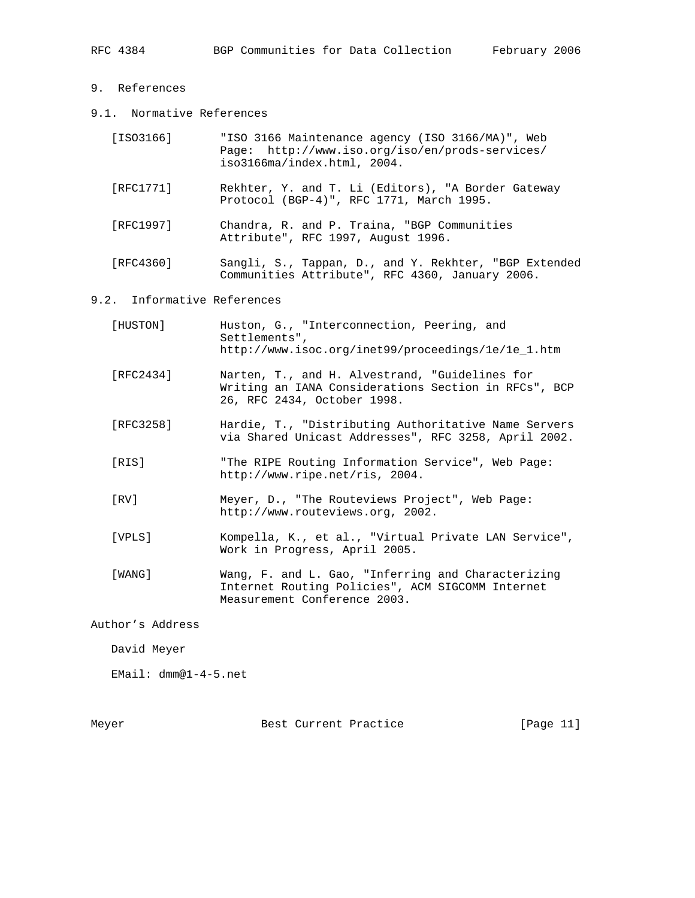## 9. References

### 9.1. Normative References

[ISO3166] "ISO 3166 Maintenance agency (ISO 3166/MA)", Web Page: http://www.iso.org/iso/en/prods-services/iso3166ma/index.html, 2004.

[RFC1771] Rekhter, Y. and T. Li (Editors), "A Border Gateway Protocol (BGP-4)", RFC 1771, March 1995.

[RFC1997] Chandra, R. and P. Traina, "BGP Communities Attribute", RFC 1997, August 1996.

[RFC4360] Sangli, S., Tappan, D., and Y. Rekhter, "BGP Extended Communities Attribute", RFC 4360, January 2006.

### 9.2. Informative References

[HUSTON] Huston, G., "Interconnection, Peering, and Settlements", http://www.isoc.org/inet99/proceedings/1e/1e_1.htm

[RFC2434] Narten, T., and H. Alvestrand, "Guidelines for Writing an IANA Considerations Section in RFCs", BCP 26, RFC 2434, October 1998.

[RFC3258] Hardie, T., "Distributing Authoritative Name Servers via Shared Unicast Addresses", RFC 3258, April 2002.

[RIS] "The RIPE Routing Information Service", Web Page: http://www.ripe.net/ris, 2004.

[RV] Meyer, D., "The Routeviews Project", Web Page: http://www.routeviews.org, 2002.

[VPLS] Kompella, K., et al., "Virtual Private LAN Service", Work in Progress, April 2005.

[WANG] Wang, F. and L. Gao, "Inferring and Characterizing Internet Routing Policies", ACM SIGCOMM Internet Measurement Conference 2003.

## Author's Address

David Meyer

EMail: dmm@1-4-5.net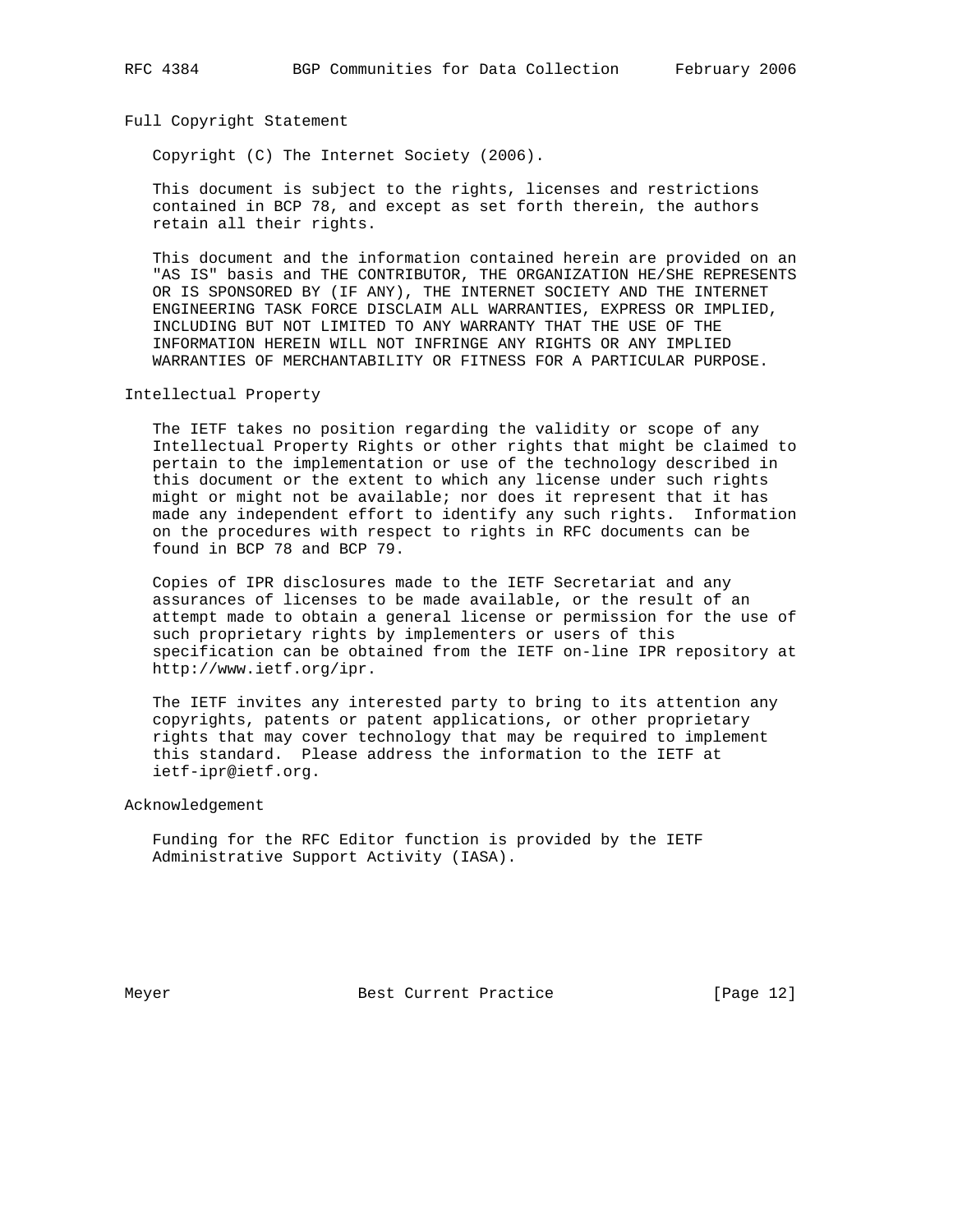## Full Copyright Statement

Copyright (C) The Internet Society (2006).

This document is subject to the rights, licenses and restrictions contained in BCP 78, and except as set forth therein, the authors retain all their rights.

This document and the information contained herein are provided on an "AS IS" basis and THE CONTRIBUTOR, THE ORGANIZATION HE/SHE REPRESENTS OR IS SPONSORED BY (IF ANY), THE INTERNET SOCIETY AND THE INTERNET ENGINEERING TASK FORCE DISCLAIM ALL WARRANTIES, EXPRESS OR IMPLIED, INCLUDING BUT NOT LIMITED TO ANY WARRANTY THAT THE USE OF THE INFORMATION HEREIN WILL NOT INFRINGE ANY RIGHTS OR ANY IMPLIED WARRANTIES OF MERCHANTABILITY OR FITNESS FOR A PARTICULAR PURPOSE.

## Intellectual Property

The IETF takes no position regarding the validity or scope of any Intellectual Property Rights or other rights that might be claimed to pertain to the implementation or use of the technology described in this document or the extent to which any license under such rights might or might not be available; nor does it represent that it has made any independent effort to identify any such rights. Information on the procedures with respect to rights in RFC documents can be found in BCP 78 and BCP 79.

Copies of IPR disclosures made to the IETF Secretariat and any assurances of licenses to be made available, or the result of an attempt made to obtain a general license or permission for the use of such proprietary rights by implementers or users of this specification can be obtained from the IETF on-line IPR repository at http://www.ietf.org/ipr.

The IETF invites any interested party to bring to its attention any copyrights, patents or patent applications, or other proprietary rights that may cover technology that may be required to implement this standard. Please address the information to the IETF at ietf-ipr@ietf.org.

## Acknowledgement

Funding for the RFC Editor function is provided by the IETF Administrative Support Activity (IASA).